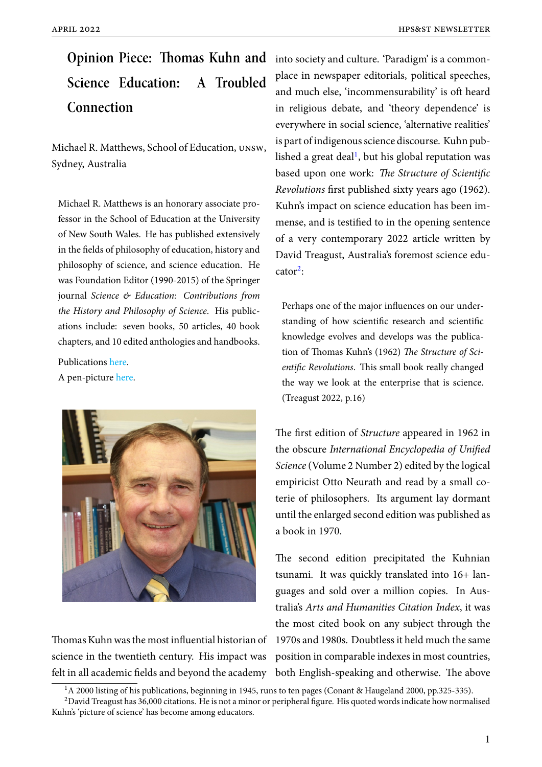# Opinion Piece: Thomas Kuhn and Science Education: A Troubled Connection

Michael R. Matthews, School of Education, UNSW, Sydney, Australia

Michael R. Matthews is an honorary associate professor in the School of Education at the University of New South Wales. He has published extensively in the fields of philosophy of education, history and philosophy of science, and science education. He was Foundation Editor (1990-2015) of the Springer journal *Science & Education: Contributions from the History and Philosophy of Science*. His publications include: seven books, 50 articles, 40 book chapters, and 10 edited anthologies and handbooks.

Publications here.
A pen-picture here.

Thomas Kuhn was the most influential historian of science in the twentieth century. His impact was felt in all academic fields and beyond the academy into society and culture. 'Paradigm' is a commonplace in newspaper editorials, political speeches, and much else, 'incommensurability' is oft heard in religious debate, and 'theory dependence' is everywhere in social science, 'alternative realities' is part of indigenous science discourse. Kuhn published a great deal[1], but his global reputation was based upon one work: *The Structure of Scientific Revolutions* first published sixty years ago (1962). Kuhn's impact on science education has been immense, and is testified to in the opening sentence of a very contemporary 2022 article written by David Treagust, Australia's foremost science educator[2]:

> Perhaps one of the major influences on our understanding of how scientific research and scientific knowledge evolves and develops was the publication of Thomas Kuhn's (1962) *The Structure of Scientific Revolutions*. This small book really changed the way we look at the enterprise that is science. (Treagust 2022, p.16)

The first edition of *Structure* appeared in 1962 in the obscure *International Encyclopedia of Unified Science* (Volume 2 Number 2) edited by the logical empiricist Otto Neurath and read by a small coterie of philosophers. Its argument lay dormant until the enlarged second edition was published as a book in 1970.

The second edition precipitated the Kuhnian tsunami. It was quickly translated into 16+ languages and sold over a million copies. In Australia's *Arts and Humanities Citation Index*, it was the most cited book on any subject through the 1970s and 1980s. Doubtless it held much the same position in comparable indexes in most countries, both English-speaking and otherwise. The above

[1] A 2000 listing of his publications, beginning in 1945, runs to ten pages (Conant & Haugeland 2000, pp.325-335).

[2] David Treagust has 36,000 citations. He is not a minor or peripheral figure. His quoted words indicate how normalised Kuhn's 'picture of science' has become among educators.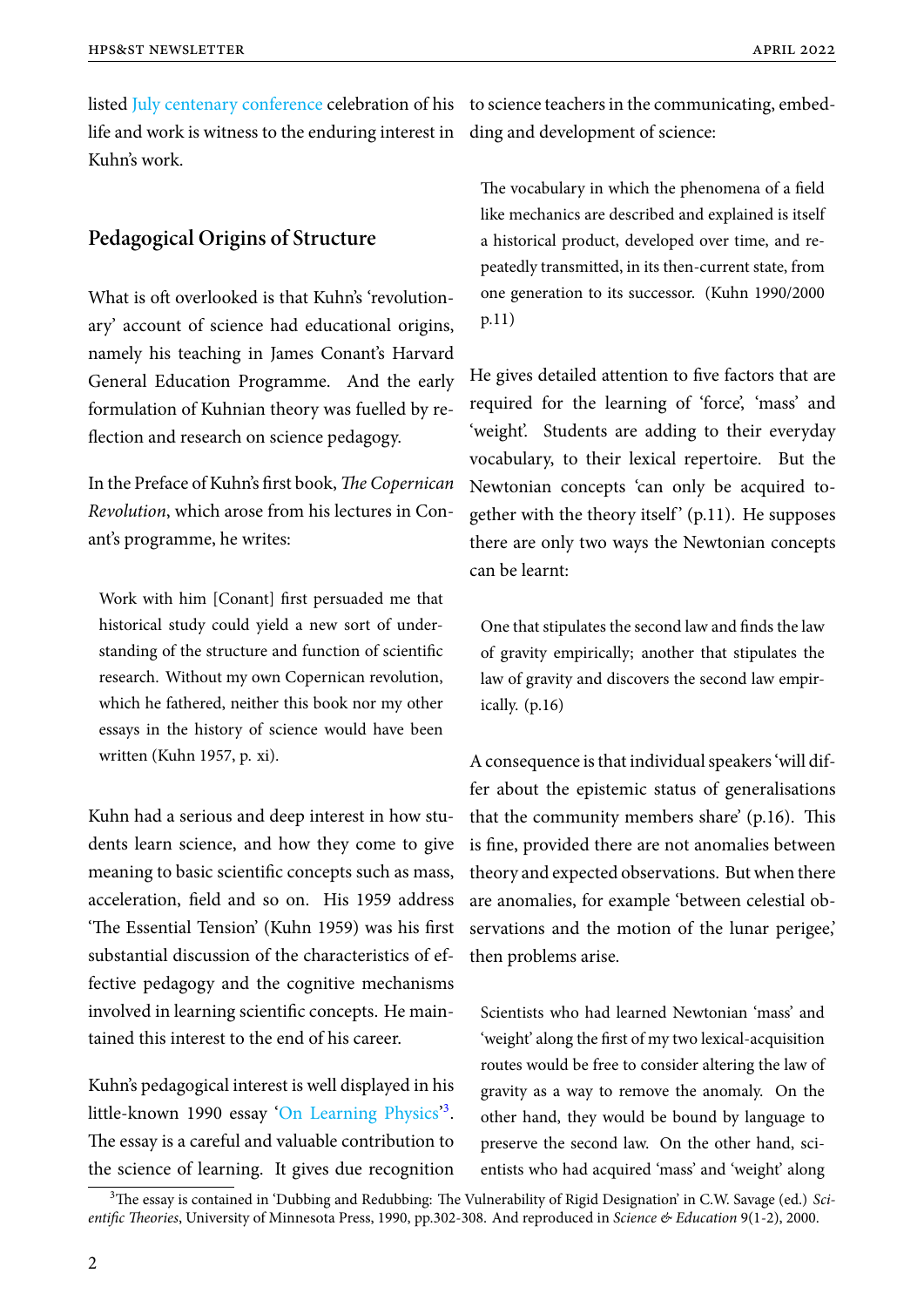listed July centenary conference celebration of his life and work is witness to the enduring interest in Kuhn's work.

## Pedagogical Origins of Structure

What is oft overlooked is that Kuhn's 'revolutionary' account of science had educational origins, namely his teaching in James Conant's Harvard General Education Programme. And the early formulation of Kuhnian theory was fuelled by reflection and research on science pedagogy.

In the Preface of Kuhn's first book, *The Copernican Revolution*, which arose from his lectures in Conant's programme, he writes:

> Work with him [Conant] first persuaded me that historical study could yield a new sort of understanding of the structure and function of scientific research. Without my own Copernican revolution, which he fathered, neither this book nor my other essays in the history of science would have been written (Kuhn 1957, p. xi).

Kuhn had a serious and deep interest in how students learn science, and how they come to give meaning to basic scientific concepts such as mass, acceleration, field and so on. His 1959 address 'The Essential Tension' (Kuhn 1959) was his first substantial discussion of the characteristics of effective pedagogy and the cognitive mechanisms involved in learning scientific concepts. He maintained this interest to the end of his career.

Kuhn's pedagogical interest is well displayed in his little-known 1990 essay 'On Learning Physics'[3]. The essay is a careful and valuable contribution to the science of learning. It gives due recognition to science teachers in the communicating, embedding and development of science:

> The vocabulary in which the phenomena of a field like mechanics are described and explained is itself a historical product, developed over time, and repeatedly transmitted, in its then-current state, from one generation to its successor. (Kuhn 1990/2000 p.11)

He gives detailed attention to five factors that are required for the learning of 'force', 'mass' and 'weight'. Students are adding to their everyday vocabulary, to their lexical repertoire. But the Newtonian concepts 'can only be acquired together with the theory itself' (p.11). He supposes there are only two ways the Newtonian concepts can be learnt:

> One that stipulates the second law and finds the law of gravity empirically; another that stipulates the law of gravity and discovers the second law empirically. (p.16)

A consequence is that individual speakers 'will differ about the epistemic status of generalisations that the community members share' (p.16). This is fine, provided there are not anomalies between theory and expected observations. But when there are anomalies, for example 'between celestial observations and the motion of the lunar perigee,' then problems arise.

> Scientists who had learned Newtonian 'mass' and 'weight' along the first of my two lexical-acquisition routes would be free to consider altering the law of gravity as a way to remove the anomaly. On the other hand, they would be bound by language to preserve the second law. On the other hand, scientists who had acquired 'mass' and 'weight' along

[3] The essay is contained in 'Dubbing and Redubbing: The Vulnerability of Rigid Designation' in C.W. Savage (ed.) *Scientific Theories*, University of Minnesota Press, 1990, pp.302-308. And reproduced in *Science & Education* 9(1-2), 2000.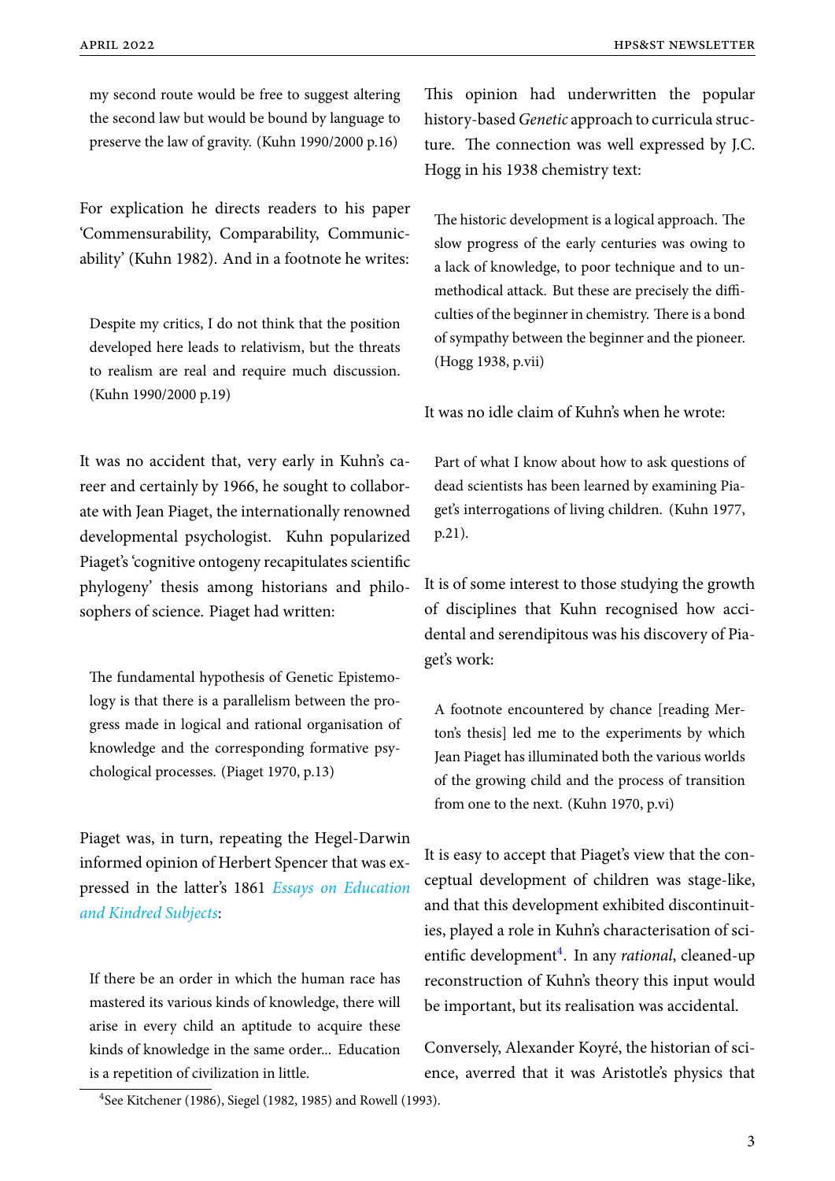> my second route would be free to suggest altering the second law but would be bound by language to preserve the law of gravity. (Kuhn 1990/2000 p.16)

For explication he directs readers to his paper 'Commensurability, Comparability, Communicability' (Kuhn 1982). And in a footnote he writes:

> Despite my critics, I do not think that the position developed here leads to relativism, but the threats to realism are real and require much discussion. (Kuhn 1990/2000 p.19)

It was no accident that, very early in Kuhn's career and certainly by 1966, he sought to collaborate with Jean Piaget, the internationally renowned developmental psychologist. Kuhn popularized Piaget's 'cognitive ontogeny recapitulates scientific phylogeny' thesis among historians and philosophers of science. Piaget had written:

> The fundamental hypothesis of Genetic Epistemology is that there is a parallelism between the progress made in logical and rational organisation of knowledge and the corresponding formative psychological processes. (Piaget 1970, p.13)

Piaget was, in turn, repeating the Hegel-Darwin informed opinion of Herbert Spencer that was expressed in the latter's 1861 *Essays on Education and Kindred Subjects*:

> If there be an order in which the human race has mastered its various kinds of knowledge, there will arise in every child an aptitude to acquire these kinds of knowledge in the same order... Education is a repetition of civilization in little.

This opinion had underwritten the popular history-based *Genetic* approach to curricula structure. The connection was well expressed by J.C. Hogg in his 1938 chemistry text:

> The historic development is a logical approach. The slow progress of the early centuries was owing to a lack of knowledge, to poor technique and to unmethodical attack. But these are precisely the difficulties of the beginner in chemistry. There is a bond of sympathy between the beginner and the pioneer. (Hogg 1938, p.vii)

It was no idle claim of Kuhn's when he wrote:

> Part of what I know about how to ask questions of dead scientists has been learned by examining Piaget's interrogations of living children. (Kuhn 1977, p.21).

It is of some interest to those studying the growth of disciplines that Kuhn recognised how accidental and serendipitous was his discovery of Piaget's work:

> A footnote encountered by chance [reading Merton's thesis] led me to the experiments by which Jean Piaget has illuminated both the various worlds of the growing child and the process of transition from one to the next. (Kuhn 1970, p.vi)

It is easy to accept that Piaget's view that the conceptual development of children was stage-like, and that this development exhibited discontinuities, played a role in Kuhn's characterisation of scientific development[4]. In any *rational*, cleaned-up reconstruction of Kuhn's theory this input would be important, but its realisation was accidental.

Conversely, Alexander Koyré, the historian of science, averred that it was Aristotle's physics that

[4] See Kitchener (1986), Siegel (1982, 1985) and Rowell (1993).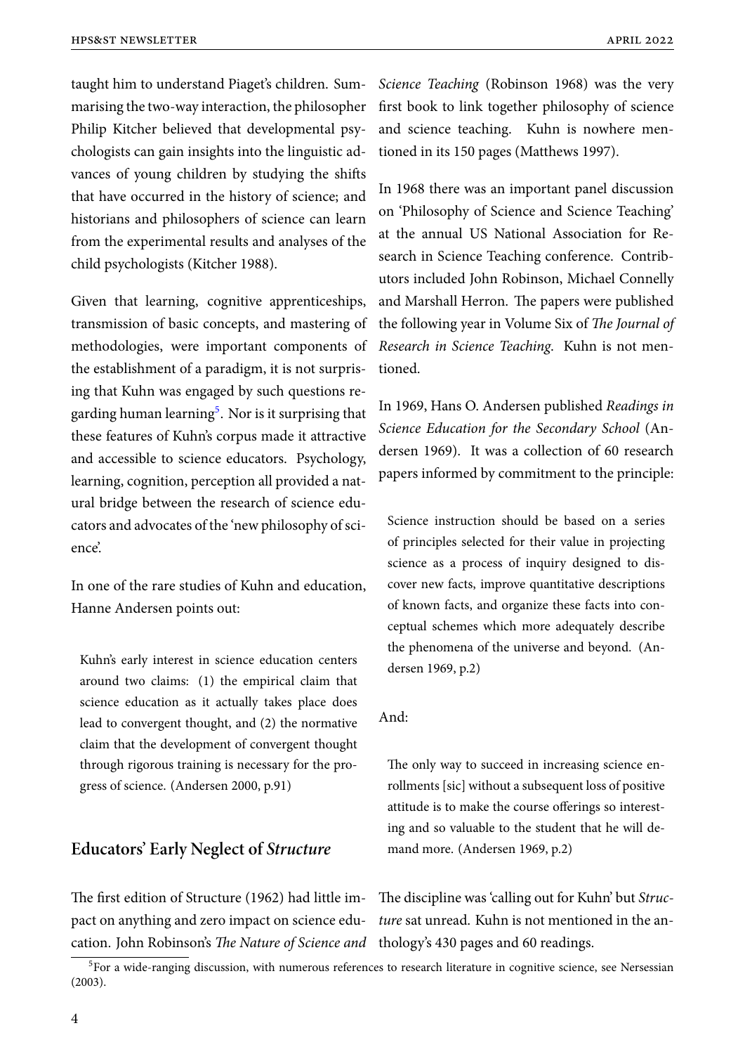taught him to understand Piaget's children. Summarising the two-way interaction, the philosopher Philip Kitcher believed that developmental psychologists can gain insights into the linguistic advances of young children by studying the shifts that have occurred in the history of science; and historians and philosophers of science can learn from the experimental results and analyses of the child psychologists (Kitcher 1988).

Given that learning, cognitive apprenticeships, transmission of basic concepts, and mastering of methodologies, were important components of the establishment of a paradigm, it is not surprising that Kuhn was engaged by such questions regarding human learning[5]. Nor is it surprising that these features of Kuhn's corpus made it attractive and accessible to science educators. Psychology, learning, cognition, perception all provided a natural bridge between the research of science educators and advocates of the 'new philosophy of science'.

In one of the rare studies of Kuhn and education, Hanne Andersen points out:

> Kuhn's early interest in science education centers around two claims: (1) the empirical claim that science education as it actually takes place does lead to convergent thought, and (2) the normative claim that the development of convergent thought through rigorous training is necessary for the progress of science. (Andersen 2000, p.91)

## Educators' Early Neglect of *Structure*

The first edition of Structure (1962) had little impact on anything and zero impact on science education. John Robinson's *The Nature of Science and Science Teaching* (Robinson 1968) was the very first book to link together philosophy of science and science teaching. Kuhn is nowhere mentioned in its 150 pages (Matthews 1997).

In 1968 there was an important panel discussion on 'Philosophy of Science and Science Teaching' at the annual US National Association for Research in Science Teaching conference. Contributors included John Robinson, Michael Connelly and Marshall Herron. The papers were published the following year in Volume Six of *The Journal of Research in Science Teaching*. Kuhn is not mentioned.

In 1969, Hans O. Andersen published *Readings in Science Education for the Secondary School* (Andersen 1969). It was a collection of 60 research papers informed by commitment to the principle:

> Science instruction should be based on a series of principles selected for their value in projecting science as a process of inquiry designed to discover new facts, improve quantitative descriptions of known facts, and organize these facts into conceptual schemes which more adequately describe the phenomena of the universe and beyond. (Andersen 1969, p.2)

And:

> The only way to succeed in increasing science enrollments [sic] without a subsequent loss of positive attitude is to make the course offerings so interesting and so valuable to the student that he will demand more. (Andersen 1969, p.2)

The discipline was 'calling out for Kuhn' but *Structure* sat unread. Kuhn is not mentioned in the anthology's 430 pages and 60 readings.

[5] For a wide-ranging discussion, with numerous references to research literature in cognitive science, see Nersessian (2003).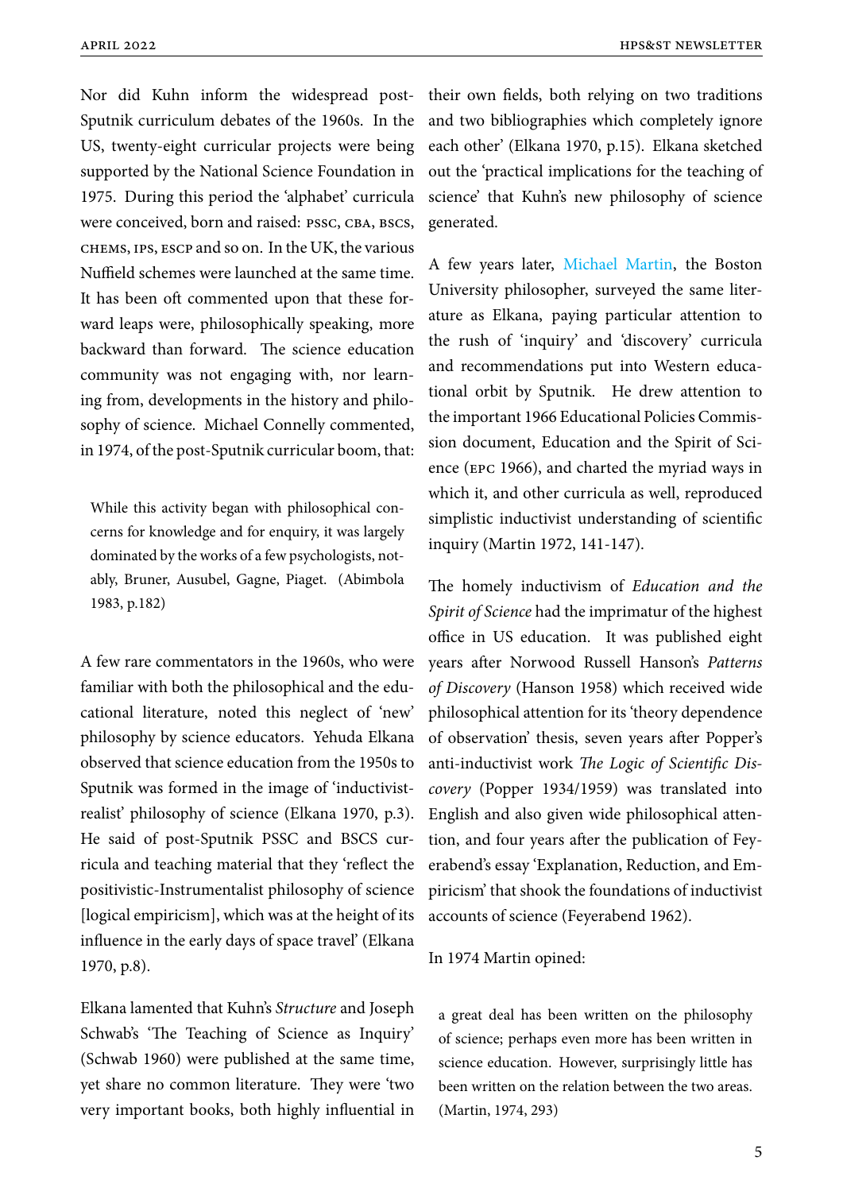Nor did Kuhn inform the widespread post-Sputnik curriculum debates of the 1960s. In the US, twenty-eight curricular projects were being supported by the National Science Foundation in 1975. During this period the 'alphabet' curricula were conceived, born and raised: PSSC, CBA, BSCS, CHEMS, IPS, ESCP and so on. In the UK, the various Nuffield schemes were launched at the same time. It has been oft commented upon that these forward leaps were, philosophically speaking, more backward than forward. The science education community was not engaging with, nor learning from, developments in the history and philosophy of science. Michael Connelly commented, in 1974, of the post-Sputnik curricular boom, that:

> While this activity began with philosophical concerns for knowledge and for enquiry, it was largely dominated by the works of a few psychologists, notably, Bruner, Ausubel, Gagne, Piaget. (Abimbola 1983, p.182)

A few rare commentators in the 1960s, who were familiar with both the philosophical and the educational literature, noted this neglect of 'new' philosophy by science educators. Yehuda Elkana observed that science education from the 1950s to Sputnik was formed in the image of 'inductivist-realist' philosophy of science (Elkana 1970, p.3). He said of post-Sputnik PSSC and BSCS curricula and teaching material that they 'reflect the positivistic-Instrumentalist philosophy of science [logical empiricism], which was at the height of its influence in the early days of space travel' (Elkana 1970, p.8).

Elkana lamented that Kuhn's *Structure* and Joseph Schwab's 'The Teaching of Science as Inquiry' (Schwab 1960) were published at the same time, yet share no common literature. They were 'two very important books, both highly influential in their own fields, both relying on two traditions and two bibliographies which completely ignore each other' (Elkana 1970, p.15). Elkana sketched out the 'practical implications for the teaching of science' that Kuhn's new philosophy of science generated.

A few years later, Michael Martin, the Boston University philosopher, surveyed the same literature as Elkana, paying particular attention to the rush of 'inquiry' and 'discovery' curricula and recommendations put into Western educational orbit by Sputnik. He drew attention to the important 1966 Educational Policies Commission document, Education and the Spirit of Science (EPC 1966), and charted the myriad ways in which it, and other curricula as well, reproduced simplistic inductivist understanding of scientific inquiry (Martin 1972, 141-147).

The homely inductivism of *Education and the Spirit of Science* had the imprimatur of the highest office in US education. It was published eight years after Norwood Russell Hanson's *Patterns of Discovery* (Hanson 1958) which received wide philosophical attention for its 'theory dependence of observation' thesis, seven years after Popper's anti-inductivist work *The Logic of Scientific Discovery* (Popper 1934/1959) was translated into English and also given wide philosophical attention, and four years after the publication of Feyerabend's essay 'Explanation, Reduction, and Empiricism' that shook the foundations of inductivist accounts of science (Feyerabend 1962).

In 1974 Martin opined:

> a great deal has been written on the philosophy of science; perhaps even more has been written in science education. However, surprisingly little has been written on the relation between the two areas. (Martin, 1974, 293)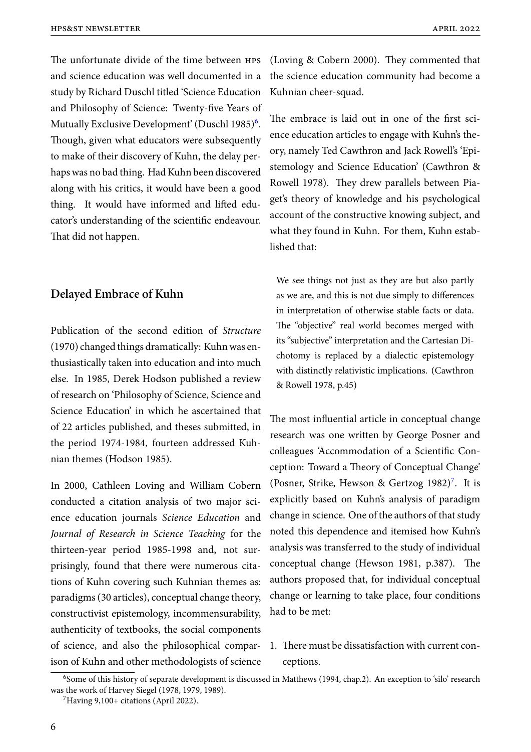The unfortunate divide of the time between HPS and science education was well documented in a study by Richard Duschl titled 'Science Education and Philosophy of Science: Twenty-five Years of Mutually Exclusive Development' (Duschl 1985)[6]. Though, given what educators were subsequently to make of their discovery of Kuhn, the delay perhaps was no bad thing. Had Kuhn been discovered along with his critics, it would have been a good thing. It would have informed and lifted educator's understanding of the scientific endeavour. That did not happen.

## Delayed Embrace of Kuhn

Publication of the second edition of *Structure* (1970) changed things dramatically: Kuhn was enthusiastically taken into education and into much else. In 1985, Derek Hodson published a review of research on 'Philosophy of Science, Science and Science Education' in which he ascertained that of 22 articles published, and theses submitted, in the period 1974-1984, fourteen addressed Kuhnian themes (Hodson 1985).

In 2000, Cathleen Loving and William Cobern conducted a citation analysis of two major science education journals *Science Education* and *Journal of Research in Science Teaching* for the thirteen-year period 1985-1998 and, not surprisingly, found that there were numerous citations of Kuhn covering such Kuhnian themes as: paradigms (30 articles), conceptual change theory, constructivist epistemology, incommensurability, authenticity of textbooks, the social components of science, and also the philosophical comparison of Kuhn and other methodologists of science (Loving & Cobern 2000). They commented that the science education community had become a Kuhnian cheer-squad.

The embrace is laid out in one of the first science education articles to engage with Kuhn's theory, namely Ted Cawthron and Jack Rowell's 'Epistemology and Science Education' (Cawthron & Rowell 1978). They drew parallels between Piaget's theory of knowledge and his psychological account of the constructive knowing subject, and what they found in Kuhn. For them, Kuhn established that:

> We see things not just as they are but also partly as we are, and this is not due simply to differences in interpretation of otherwise stable facts or data. The "objective" real world becomes merged with its "subjective" interpretation and the Cartesian Dichotomy is replaced by a dialectic epistemology with distinctly relativistic implications. (Cawthron & Rowell 1978, p.45)

The most influential article in conceptual change research was one written by George Posner and colleagues 'Accommodation of a Scientific Conception: Toward a Theory of Conceptual Change' (Posner, Strike, Hewson & Gertzog 1982)[7]. It is explicitly based on Kuhn's analysis of paradigm change in science. One of the authors of that study noted this dependence and itemised how Kuhn's analysis was transferred to the study of individual conceptual change (Hewson 1981, p.387). The authors proposed that, for individual conceptual change or learning to take place, four conditions had to be met:

1. There must be dissatisfaction with current conceptions.

[6] Some of this history of separate development is discussed in Matthews (1994, chap.2). An exception to 'silo' research was the work of Harvey Siegel (1978, 1979, 1989).

[7] Having 9,100+ citations (April 2022).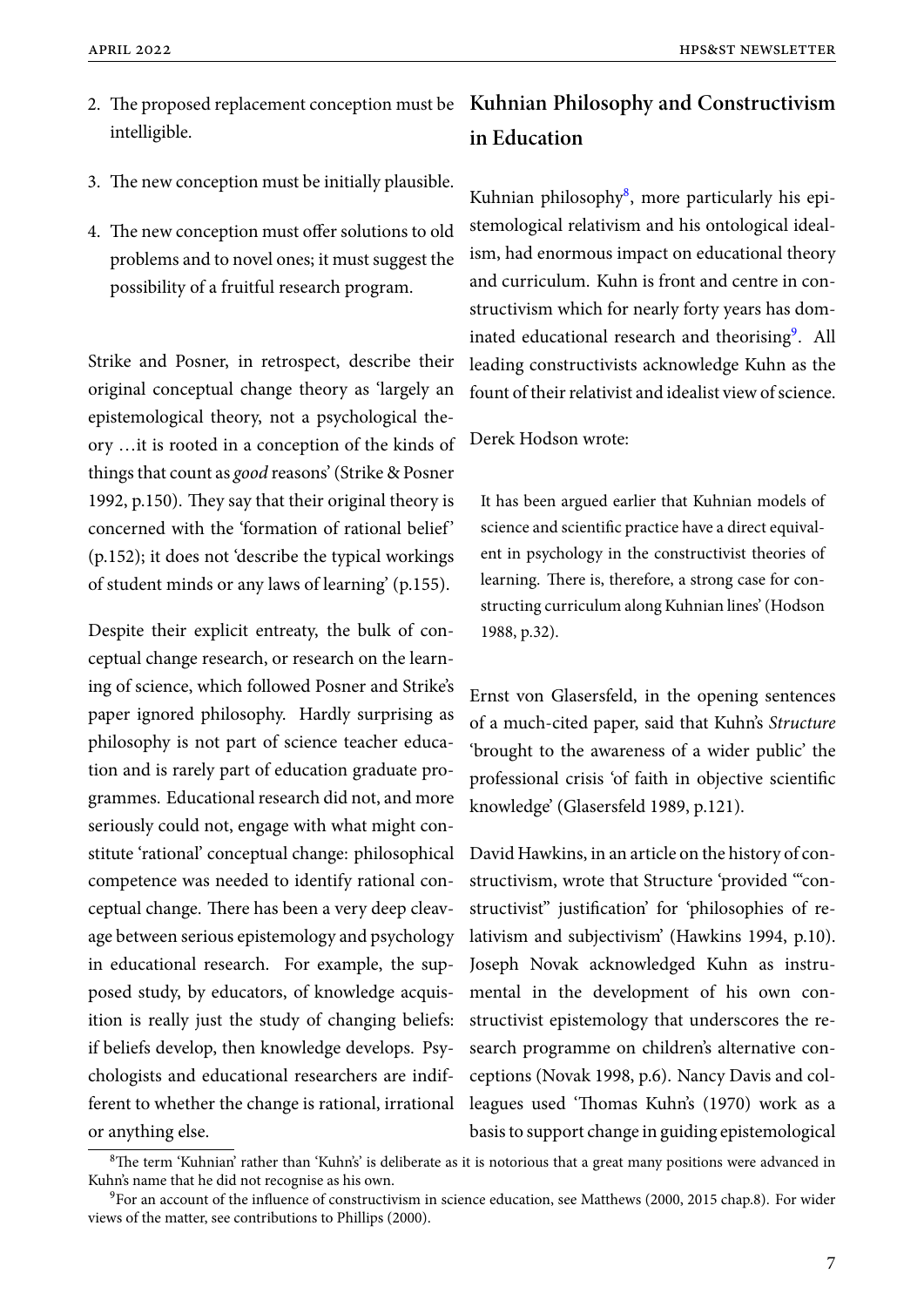2. The proposed replacement conception must be intelligible.

3. The new conception must be initially plausible.

4. The new conception must offer solutions to old problems and to novel ones; it must suggest the possibility of a fruitful research program.

Strike and Posner, in retrospect, describe their original conceptual change theory as 'largely an epistemological theory, not a psychological theory …it is rooted in a conception of the kinds of things that count as *good* reasons' (Strike & Posner 1992, p.150). They say that their original theory is concerned with the 'formation of rational belief' (p.152); it does not 'describe the typical workings of student minds or any laws of learning' (p.155).

Despite their explicit entreaty, the bulk of conceptual change research, or research on the learning of science, which followed Posner and Strike's paper ignored philosophy. Hardly surprising as philosophy is not part of science teacher education and is rarely part of education graduate programmes. Educational research did not, and more seriously could not, engage with what might constitute 'rational' conceptual change: philosophical competence was needed to identify rational conceptual change. There has been a very deep cleavage between serious epistemology and psychology in educational research. For example, the supposed study, by educators, of knowledge acquisition is really just the study of changing beliefs: if beliefs develop, then knowledge develops. Psychologists and educational researchers are indifferent to whether the change is rational, irrational or anything else.

## Kuhnian Philosophy and Constructivism in Education

Kuhnian philosophy[8], more particularly his epistemological relativism and his ontological idealism, had enormous impact on educational theory and curriculum. Kuhn is front and centre in constructivism which for nearly forty years has dominated educational research and theorising[9]. All leading constructivists acknowledge Kuhn as the fount of their relativist and idealist view of science.

Derek Hodson wrote:

> It has been argued earlier that Kuhnian models of science and scientific practice have a direct equivalent in psychology in the constructivist theories of learning. There is, therefore, a strong case for constructing curriculum along Kuhnian lines' (Hodson 1988, p.32).

Ernst von Glasersfeld, in the opening sentences of a much-cited paper, said that Kuhn's *Structure* 'brought to the awareness of a wider public' the professional crisis 'of faith in objective scientific knowledge' (Glasersfeld 1989, p.121).

David Hawkins, in an article on the history of constructivism, wrote that Structure 'provided '"constructivist" justification' for 'philosophies of relativism and subjectivism' (Hawkins 1994, p.10). Joseph Novak acknowledged Kuhn as instrumental in the development of his own constructivist epistemology that underscores the research programme on children's alternative conceptions (Novak 1998, p.6). Nancy Davis and colleagues used 'Thomas Kuhn's (1970) work as a basis to support change in guiding epistemological

---

[8] The term 'Kuhnian' rather than 'Kuhn's' is deliberate as it is notorious that a great many positions were advanced in Kuhn's name that he did not recognise as his own.

[9] For an account of the influence of constructivism in science education, see Matthews (2000, 2015 chap.8). For wider views of the matter, see contributions to Phillips (2000).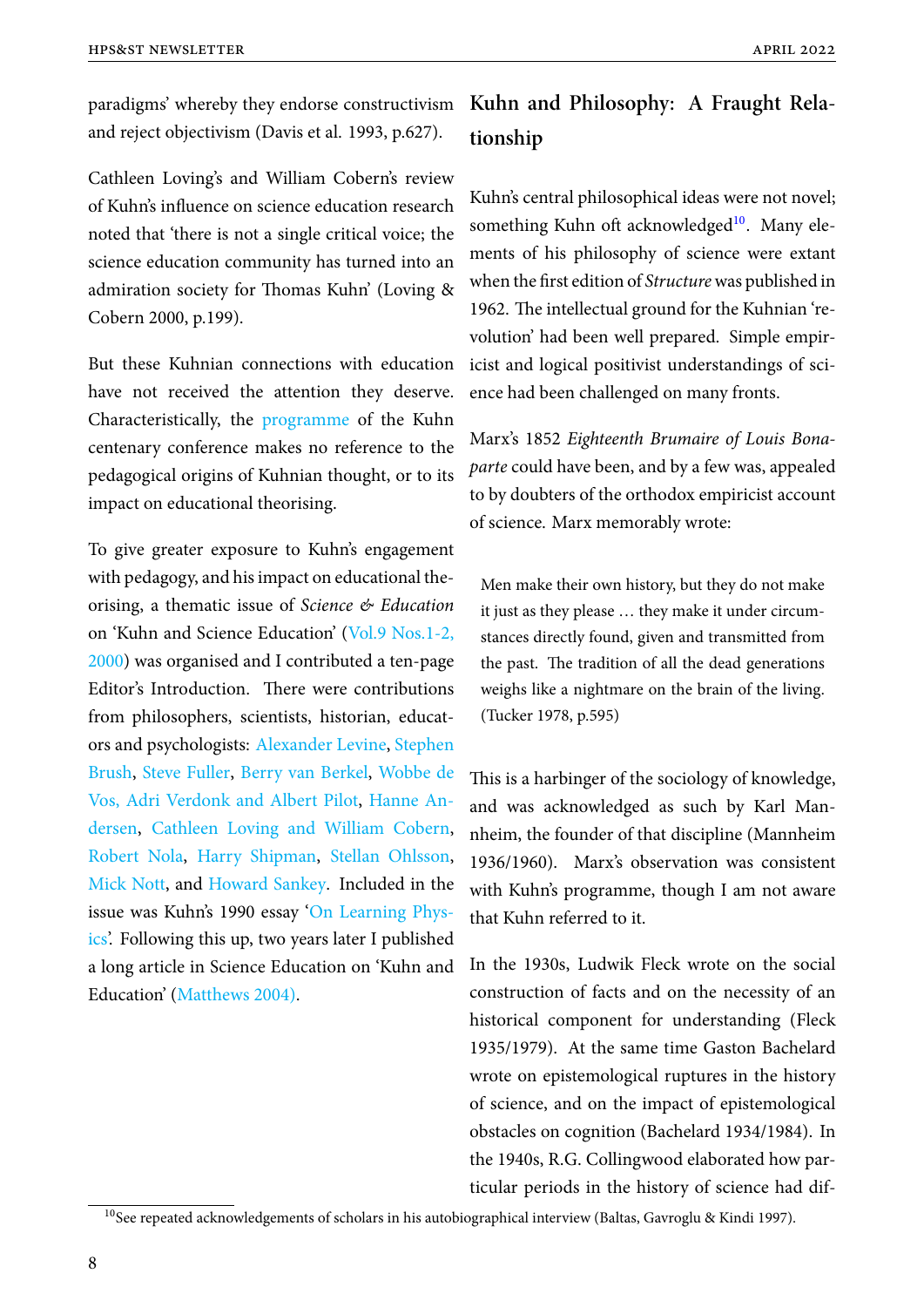paradigms' whereby they endorse constructivism and reject objectivism (Davis et al. 1993, p.627).

Cathleen Loving's and William Cobern's review of Kuhn's influence on science education research noted that 'there is not a single critical voice; the science education community has turned into an admiration society for Thomas Kuhn' (Loving & Cobern 2000, p.199).

But these Kuhnian connections with education have not received the attention they deserve. Characteristically, the programme of the Kuhn centenary conference makes no reference to the pedagogical origins of Kuhnian thought, or to its impact on educational theorising.

To give greater exposure to Kuhn's engagement with pedagogy, and his impact on educational theorising, a thematic issue of *Science & Education* on 'Kuhn and Science Education' (Vol.9 Nos.1-2, 2000) was organised and I contributed a ten-page Editor's Introduction. There were contributions from philosophers, scientists, historian, educators and psychologists: Alexander Levine, Stephen Brush, Steve Fuller, Berry van Berkel, Wobbe de Vos, Adri Verdonk and Albert Pilot, Hanne Andersen, Cathleen Loving and William Cobern, Robert Nola, Harry Shipman, Stellan Ohlsson, Mick Nott, and Howard Sankey. Included in the issue was Kuhn's 1990 essay 'On Learning Physics'. Following this up, two years later I published a long article in Science Education on 'Kuhn and Education' (Matthews 2004).

## Kuhn and Philosophy: A Fraught Relationship

Kuhn's central philosophical ideas were not novel; something Kuhn oft acknowledged[10]. Many elements of his philosophy of science were extant when the first edition of *Structure* was published in 1962. The intellectual ground for the Kuhnian 'revolution' had been well prepared. Simple empiricist and logical positivist understandings of science had been challenged on many fronts.

Marx's 1852 *Eighteenth Brumaire of Louis Bonaparte* could have been, and by a few was, appealed to by doubters of the orthodox empiricist account of science. Marx memorably wrote:

> Men make their own history, but they do not make it just as they please … they make it under circumstances directly found, given and transmitted from the past. The tradition of all the dead generations weighs like a nightmare on the brain of the living. (Tucker 1978, p.595)

This is a harbinger of the sociology of knowledge, and was acknowledged as such by Karl Mannheim, the founder of that discipline (Mannheim 1936/1960). Marx's observation was consistent with Kuhn's programme, though I am not aware that Kuhn referred to it.

In the 1930s, Ludwik Fleck wrote on the social construction of facts and on the necessity of an historical component for understanding (Fleck 1935/1979). At the same time Gaston Bachelard wrote on epistemological ruptures in the history of science, and on the impact of epistemological obstacles on cognition (Bachelard 1934/1984). In the 1940s, R.G. Collingwood elaborated how particular periods in the history of science had dif-

[10] See repeated acknowledgements of scholars in his autobiographical interview (Baltas, Gavroglu & Kindi 1997).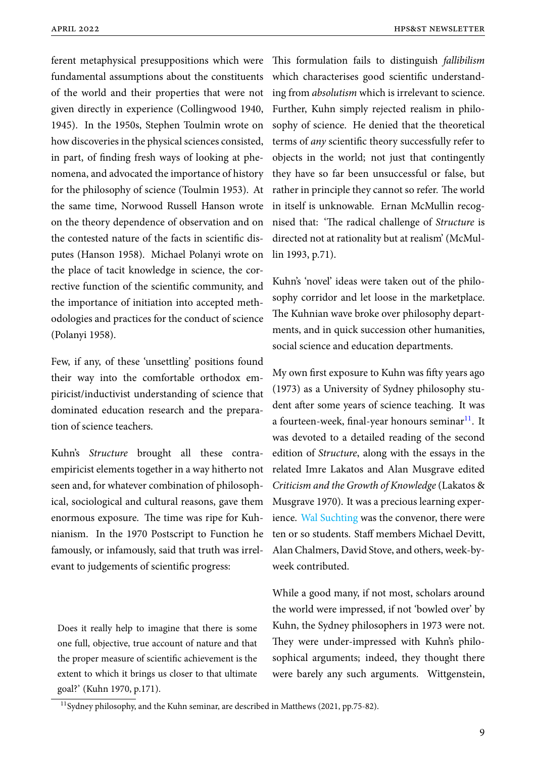ferent metaphysical presuppositions which were fundamental assumptions about the constituents of the world and their properties that were not given directly in experience (Collingwood 1940, 1945). In the 1950s, Stephen Toulmin wrote on how discoveries in the physical sciences consisted, in part, of finding fresh ways of looking at phenomena, and advocated the importance of history for the philosophy of science (Toulmin 1953). At the same time, Norwood Russell Hanson wrote on the theory dependence of observation and on the contested nature of the facts in scientific disputes (Hanson 1958). Michael Polanyi wrote on the place of tacit knowledge in science, the corrective function of the scientific community, and the importance of initiation into accepted methodologies and practices for the conduct of science (Polanyi 1958).

Few, if any, of these 'unsettling' positions found their way into the comfortable orthodox empiricist/inductivist understanding of science that dominated education research and the preparation of science teachers.

Kuhn's *Structure* brought all these contra-empiricist elements together in a way hitherto not seen and, for whatever combination of philosophical, sociological and cultural reasons, gave them enormous exposure. The time was ripe for Kuhnianism. In the 1970 Postscript to Function he famously, or infamously, said that truth was irrelevant to judgements of scientific progress:

> Does it really help to imagine that there is some one full, objective, true account of nature and that the proper measure of scientific achievement is the extent to which it brings us closer to that ultimate goal?' (Kuhn 1970, p.171).

This formulation fails to distinguish *fallibilism* which characterises good scientific understanding from *absolutism* which is irrelevant to science. Further, Kuhn simply rejected realism in philosophy of science. He denied that the theoretical terms of *any* scientific theory successfully refer to objects in the world; not just that contingently they have so far been unsuccessful or false, but rather in principle they cannot so refer. The world in itself is unknowable. Ernan McMullin recognised that: 'The radical challenge of *Structure* is directed not at rationality but at realism' (McMullin 1993, p.71).

Kuhn's 'novel' ideas were taken out of the philosophy corridor and let loose in the marketplace. The Kuhnian wave broke over philosophy departments, and in quick succession other humanities, social science and education departments.

My own first exposure to Kuhn was fifty years ago (1973) as a University of Sydney philosophy student after some years of science teaching. It was a fourteen-week, final-year honours seminar[11]. It was devoted to a detailed reading of the second edition of *Structure*, along with the essays in the related Imre Lakatos and Alan Musgrave edited *Criticism and the Growth of Knowledge* (Lakatos & Musgrave 1970). It was a precious learning experience. Wal Suchting was the convenor, there were ten or so students. Staff members Michael Devitt, Alan Chalmers, David Stove, and others, week-by-week contributed.

While a good many, if not most, scholars around the world were impressed, if not 'bowled over' by Kuhn, the Sydney philosophers in 1973 were not. They were under-impressed with Kuhn's philosophical arguments; indeed, they thought there were barely any such arguments. Wittgenstein,

[11] Sydney philosophy, and the Kuhn seminar, are described in Matthews (2021, pp.75-82).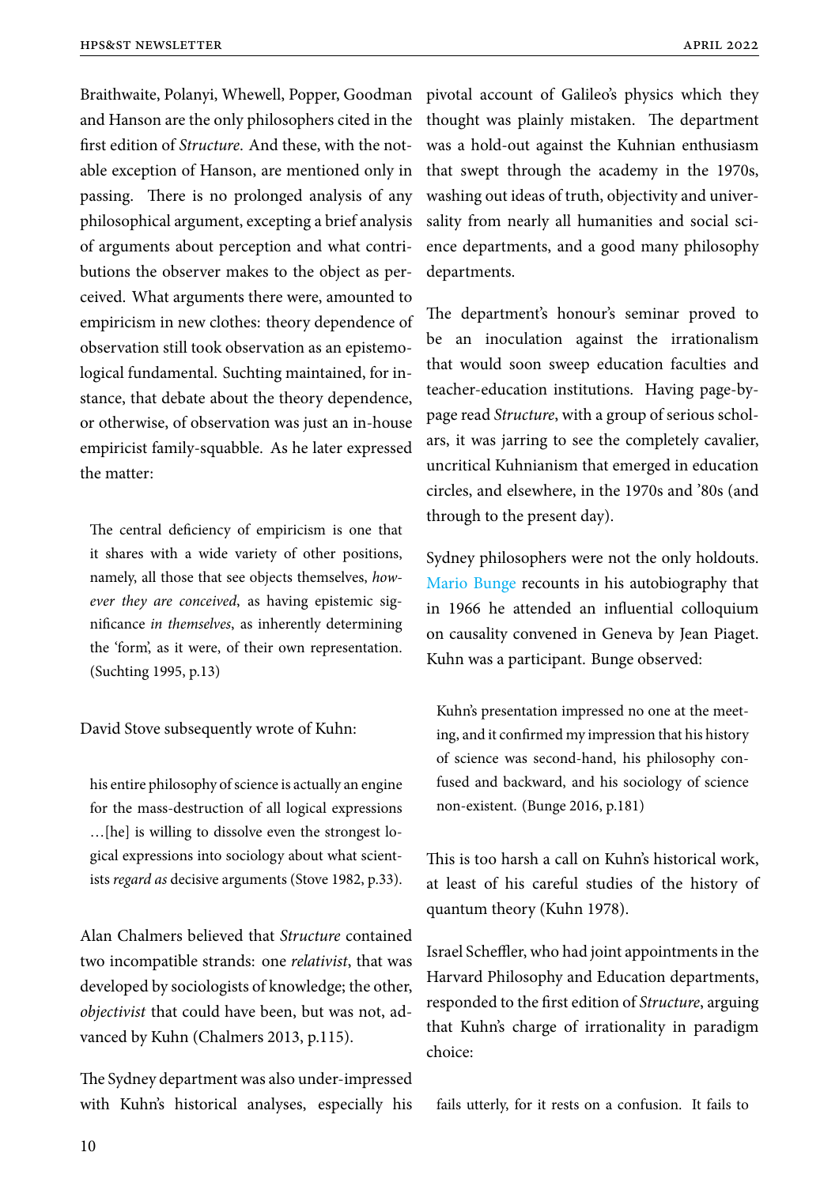Braithwaite, Polanyi, Whewell, Popper, Goodman and Hanson are the only philosophers cited in the first edition of *Structure*. And these, with the notable exception of Hanson, are mentioned only in passing. There is no prolonged analysis of any philosophical argument, excepting a brief analysis of arguments about perception and what contributions the observer makes to the object as perceived. What arguments there were, amounted to empiricism in new clothes: theory dependence of observation still took observation as an epistemological fundamental. Suchting maintained, for instance, that debate about the theory dependence, or otherwise, of observation was just an in-house empiricist family-squabble. As he later expressed the matter:

> The central deficiency of empiricism is one that it shares with a wide variety of other positions, namely, all those that see objects themselves, *however they are conceived*, as having epistemic significance *in themselves*, as inherently determining the 'form', as it were, of their own representation. (Suchting 1995, p.13)

David Stove subsequently wrote of Kuhn:

> his entire philosophy of science is actually an engine for the mass-destruction of all logical expressions …[he] is willing to dissolve even the strongest logical expressions into sociology about what scientists *regard as* decisive arguments (Stove 1982, p.33).

Alan Chalmers believed that *Structure* contained two incompatible strands: one *relativist*, that was developed by sociologists of knowledge; the other, *objectivist* that could have been, but was not, advanced by Kuhn (Chalmers 2013, p.115).

The Sydney department was also under-impressed with Kuhn's historical analyses, especially his pivotal account of Galileo's physics which they thought was plainly mistaken. The department was a hold-out against the Kuhnian enthusiasm that swept through the academy in the 1970s, washing out ideas of truth, objectivity and universality from nearly all humanities and social science departments, and a good many philosophy departments.

The department's honour's seminar proved to be an inoculation against the irrationalism that would soon sweep education faculties and teacher-education institutions. Having page-by-page read *Structure*, with a group of serious scholars, it was jarring to see the completely cavalier, uncritical Kuhnianism that emerged in education circles, and elsewhere, in the 1970s and '80s (and through to the present day).

Sydney philosophers were not the only holdouts. Mario Bunge recounts in his autobiography that in 1966 he attended an influential colloquium on causality convened in Geneva by Jean Piaget. Kuhn was a participant. Bunge observed:

> Kuhn's presentation impressed no one at the meeting, and it confirmed my impression that his history of science was second-hand, his philosophy confused and backward, and his sociology of science non-existent. (Bunge 2016, p.181)

This is too harsh a call on Kuhn's historical work, at least of his careful studies of the history of quantum theory (Kuhn 1978).

Israel Scheffler, who had joint appointments in the Harvard Philosophy and Education departments, responded to the first edition of *Structure*, arguing that Kuhn's charge of irrationality in paradigm choice:

> fails utterly, for it rests on a confusion. It fails to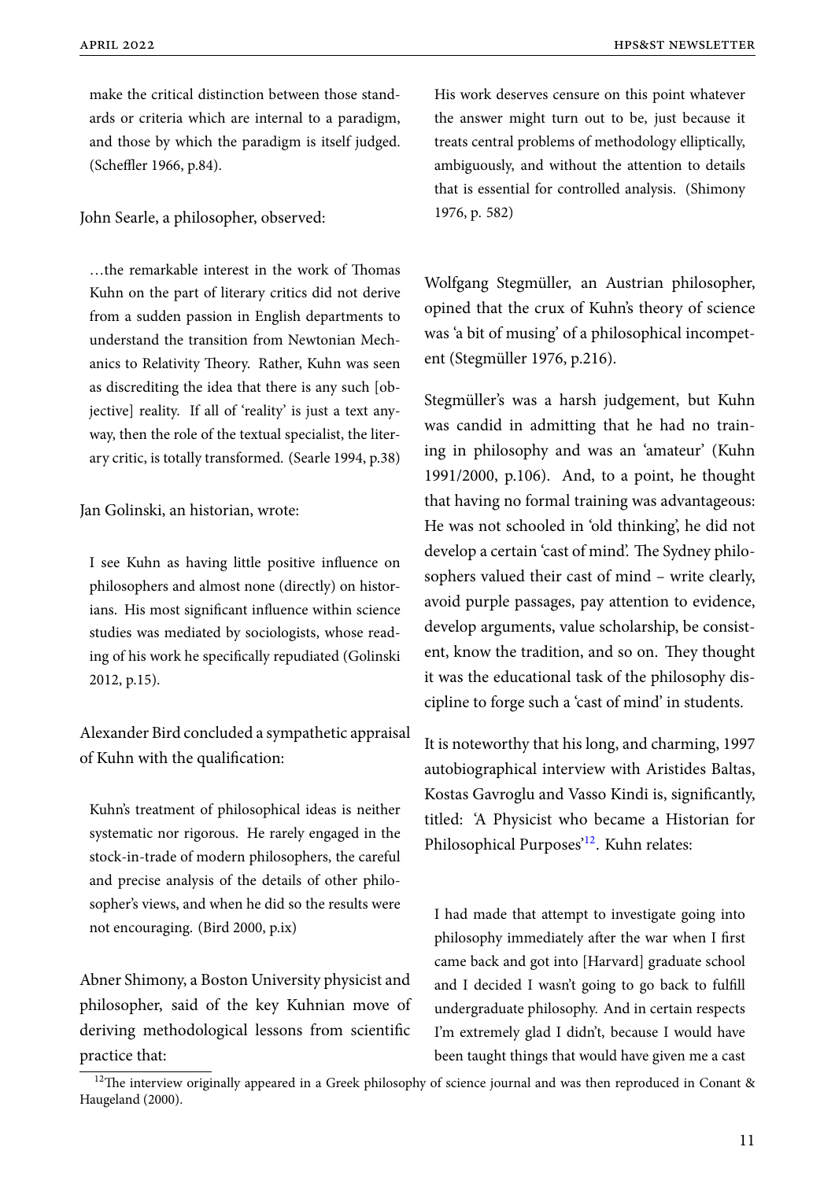> make the critical distinction between those standards or criteria which are internal to a paradigm, and those by which the paradigm is itself judged. (Scheffler 1966, p.84).

John Searle, a philosopher, observed:

> …the remarkable interest in the work of Thomas Kuhn on the part of literary critics did not derive from a sudden passion in English departments to understand the transition from Newtonian Mechanics to Relativity Theory. Rather, Kuhn was seen as discrediting the idea that there is any such [objective] reality. If all of 'reality' is just a text anyway, then the role of the textual specialist, the literary critic, is totally transformed. (Searle 1994, p.38)

Jan Golinski, an historian, wrote:

> I see Kuhn as having little positive influence on philosophers and almost none (directly) on historians. His most significant influence within science studies was mediated by sociologists, whose reading of his work he specifically repudiated (Golinski 2012, p.15).

Alexander Bird concluded a sympathetic appraisal of Kuhn with the qualification:

> Kuhn's treatment of philosophical ideas is neither systematic nor rigorous. He rarely engaged in the stock-in-trade of modern philosophers, the careful and precise analysis of the details of other philosopher's views, and when he did so the results were not encouraging. (Bird 2000, p.ix)

Abner Shimony, a Boston University physicist and philosopher, said of the key Kuhnian move of deriving methodological lessons from scientific practice that:

> His work deserves censure on this point whatever the answer might turn out to be, just because it treats central problems of methodology elliptically, ambiguously, and without the attention to details that is essential for controlled analysis. (Shimony 1976, p. 582)

Wolfgang Stegmüller, an Austrian philosopher, opined that the crux of Kuhn's theory of science was 'a bit of musing' of a philosophical incompetent (Stegmüller 1976, p.216).

Stegmüller's was a harsh judgement, but Kuhn was candid in admitting that he had no training in philosophy and was an 'amateur' (Kuhn 1991/2000, p.106). And, to a point, he thought that having no formal training was advantageous: He was not schooled in 'old thinking', he did not develop a certain 'cast of mind'. The Sydney philosophers valued their cast of mind – write clearly, avoid purple passages, pay attention to evidence, develop arguments, value scholarship, be consistent, know the tradition, and so on. They thought it was the educational task of the philosophy discipline to forge such a 'cast of mind' in students.

It is noteworthy that his long, and charming, 1997 autobiographical interview with Aristides Baltas, Kostas Gavroglu and Vasso Kindi is, significantly, titled: 'A Physicist who became a Historian for Philosophical Purposes'[12]. Kuhn relates:

> I had made that attempt to investigate going into philosophy immediately after the war when I first came back and got into [Harvard] graduate school and I decided I wasn't going to go back to fulfill undergraduate philosophy. And in certain respects I'm extremely glad I didn't, because I would have been taught things that would have given me a cast

[12] The interview originally appeared in a Greek philosophy of science journal and was then reproduced in Conant & Haugeland (2000).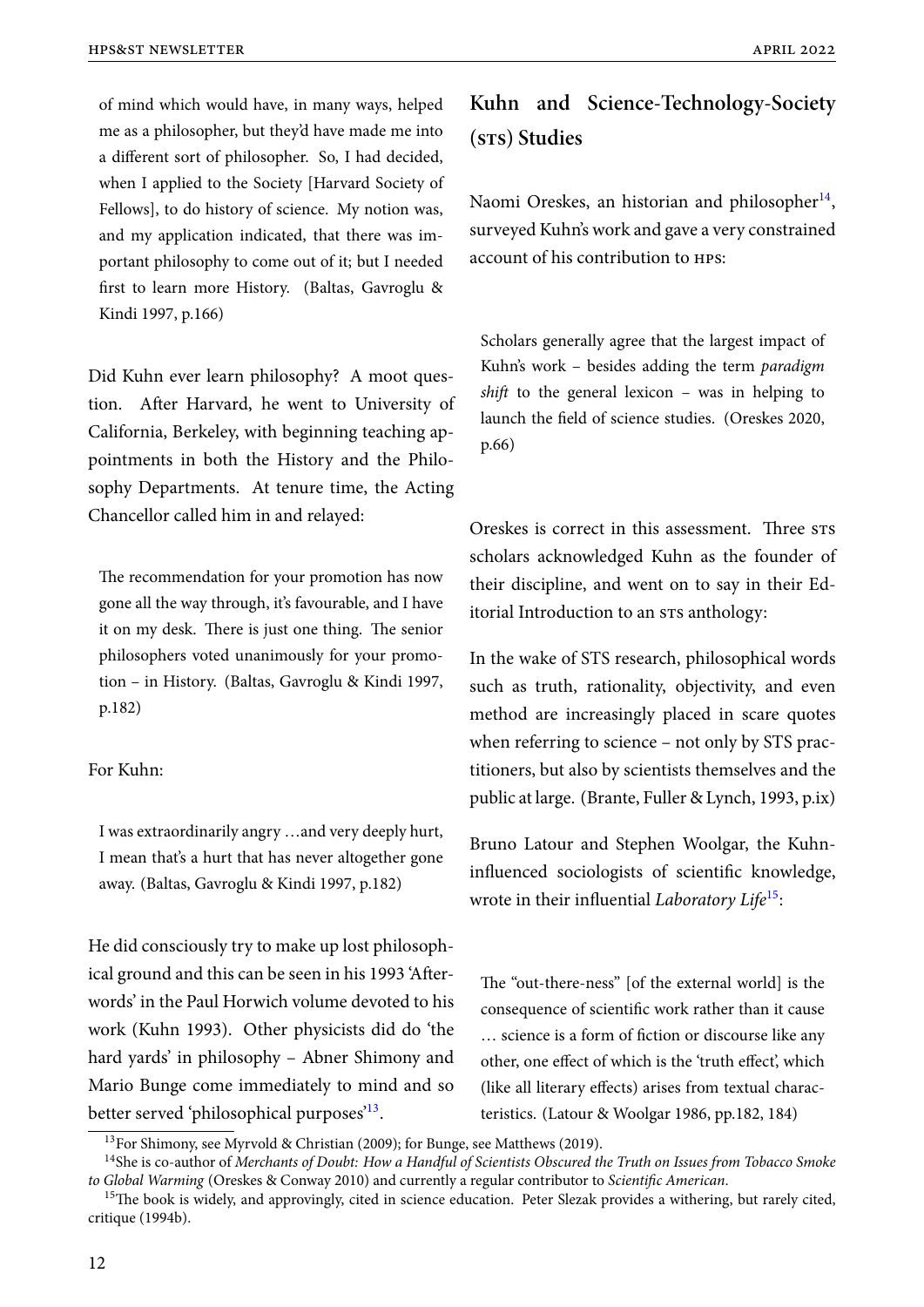> of mind which would have, in many ways, helped me as a philosopher, but they'd have made me into a different sort of philosopher. So, I had decided, when I applied to the Society [Harvard Society of Fellows], to do history of science. My notion was, and my application indicated, that there was important philosophy to come out of it; but I needed first to learn more History. (Baltas, Gavroglu & Kindi 1997, p.166)

Did Kuhn ever learn philosophy? A moot question. After Harvard, he went to University of California, Berkeley, with beginning teaching appointments in both the History and the Philosophy Departments. At tenure time, the Acting Chancellor called him in and relayed:

> The recommendation for your promotion has now gone all the way through, it's favourable, and I have it on my desk. There is just one thing. The senior philosophers voted unanimously for your promotion – in History. (Baltas, Gavroglu & Kindi 1997, p.182)

For Kuhn:

> I was extraordinarily angry …and very deeply hurt, I mean that's a hurt that has never altogether gone away. (Baltas, Gavroglu & Kindi 1997, p.182)

He did consciously try to make up lost philosophical ground and this can be seen in his 1993 'Afterwords' in the Paul Horwich volume devoted to his work (Kuhn 1993). Other physicists did do 'the hard yards' in philosophy – Abner Shimony and Mario Bunge come immediately to mind and so better served 'philosophical purposes'[13].

## Kuhn and Science-Technology-Society (STS) Studies

Naomi Oreskes, an historian and philosopher[14], surveyed Kuhn's work and gave a very constrained account of his contribution to HPS:

> Scholars generally agree that the largest impact of Kuhn's work – besides adding the term *paradigm shift* to the general lexicon – was in helping to launch the field of science studies. (Oreskes 2020, p.66)

Oreskes is correct in this assessment. Three STS scholars acknowledged Kuhn as the founder of their discipline, and went on to say in their Editorial Introduction to an STS anthology:

In the wake of STS research, philosophical words such as truth, rationality, objectivity, and even method are increasingly placed in scare quotes when referring to science – not only by STS practitioners, but also by scientists themselves and the public at large. (Brante, Fuller & Lynch, 1993, p.ix)

Bruno Latour and Stephen Woolgar, the Kuhn-influenced sociologists of scientific knowledge, wrote in their influential *Laboratory Life*[15]:

> The "out-there-ness" [of the external world] is the consequence of scientific work rather than it cause … science is a form of fiction or discourse like any other, one effect of which is the 'truth effect', which (like all literary effects) arises from textual characteristics. (Latour & Woolgar 1986, pp.182, 184)

---

[13] For Shimony, see Myrvold & Christian (2009); for Bunge, see Matthews (2019).

[14] She is co-author of *Merchants of Doubt: How a Handful of Scientists Obscured the Truth on Issues from Tobacco Smoke to Global Warming* (Oreskes & Conway 2010) and currently a regular contributor to *Scientific American*.

[15] The book is widely, and approvingly, cited in science education. Peter Slezak provides a withering, but rarely cited, critique (1994b).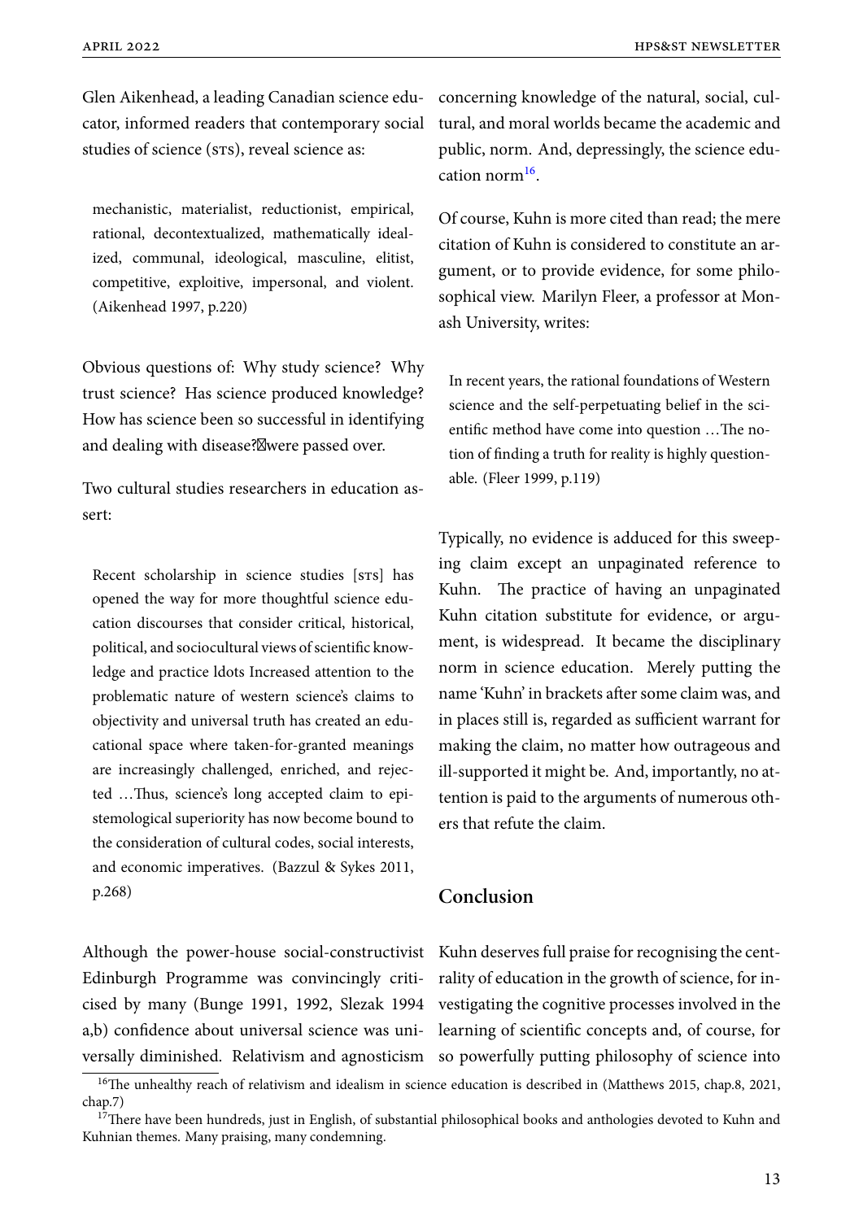Glen Aikenhead, a leading Canadian science educator, informed readers that contemporary social studies of science (STS), reveal science as:

> mechanistic, materialist, reductionist, empirical, rational, decontextualized, mathematically idealized, communal, ideological, masculine, elitist, competitive, exploitive, impersonal, and violent. (Aikenhead 1997, p.220)

Obvious questions of: Why study science? Why trust science? Has science produced knowledge? How has science been so successful in identifying and dealing with disease? were passed over.

Two cultural studies researchers in education assert:

> Recent scholarship in science studies [STS] has opened the way for more thoughtful science education discourses that consider critical, historical, political, and sociocultural views of scientific knowledge and practice ldots Increased attention to the problematic nature of western science's claims to objectivity and universal truth has created an educational space where taken-for-granted meanings are increasingly challenged, enriched, and rejected …Thus, science's long accepted claim to epistemological superiority has now become bound to the consideration of cultural codes, social interests, and economic imperatives. (Bazzul & Sykes 2011, p.268)

Although the power-house social-constructivist Edinburgh Programme was convincingly criticised by many (Bunge 1991, 1992, Slezak 1994 a,b) confidence about universal science was universally diminished. Relativism and agnosticism concerning knowledge of the natural, social, cultural, and moral worlds became the academic and public, norm. And, depressingly, the science education norm[16].

Of course, Kuhn is more cited than read; the mere citation of Kuhn is considered to constitute an argument, or to provide evidence, for some philosophical view. Marilyn Fleer, a professor at Monash University, writes:

> In recent years, the rational foundations of Western science and the self-perpetuating belief in the scientific method have come into question …The notion of finding a truth for reality is highly questionable. (Fleer 1999, p.119)

Typically, no evidence is adduced for this sweeping claim except an unpaginated reference to Kuhn. The practice of having an unpaginated Kuhn citation substitute for evidence, or argument, is widespread. It became the disciplinary norm in science education. Merely putting the name 'Kuhn' in brackets after some claim was, and in places still is, regarded as sufficient warrant for making the claim, no matter how outrageous and ill-supported it might be. And, importantly, no attention is paid to the arguments of numerous others that refute the claim.

## Conclusion

Kuhn deserves full praise for recognising the centrality of education in the growth of science, for investigating the cognitive processes involved in the learning of scientific concepts and, of course, for so powerfully putting philosophy of science into

[16] The unhealthy reach of relativism and idealism in science education is described in (Matthews 2015, chap.8, 2021, chap.7)

[17] There have been hundreds, just in English, of substantial philosophical books and anthologies devoted to Kuhn and Kuhnian themes. Many praising, many condemning.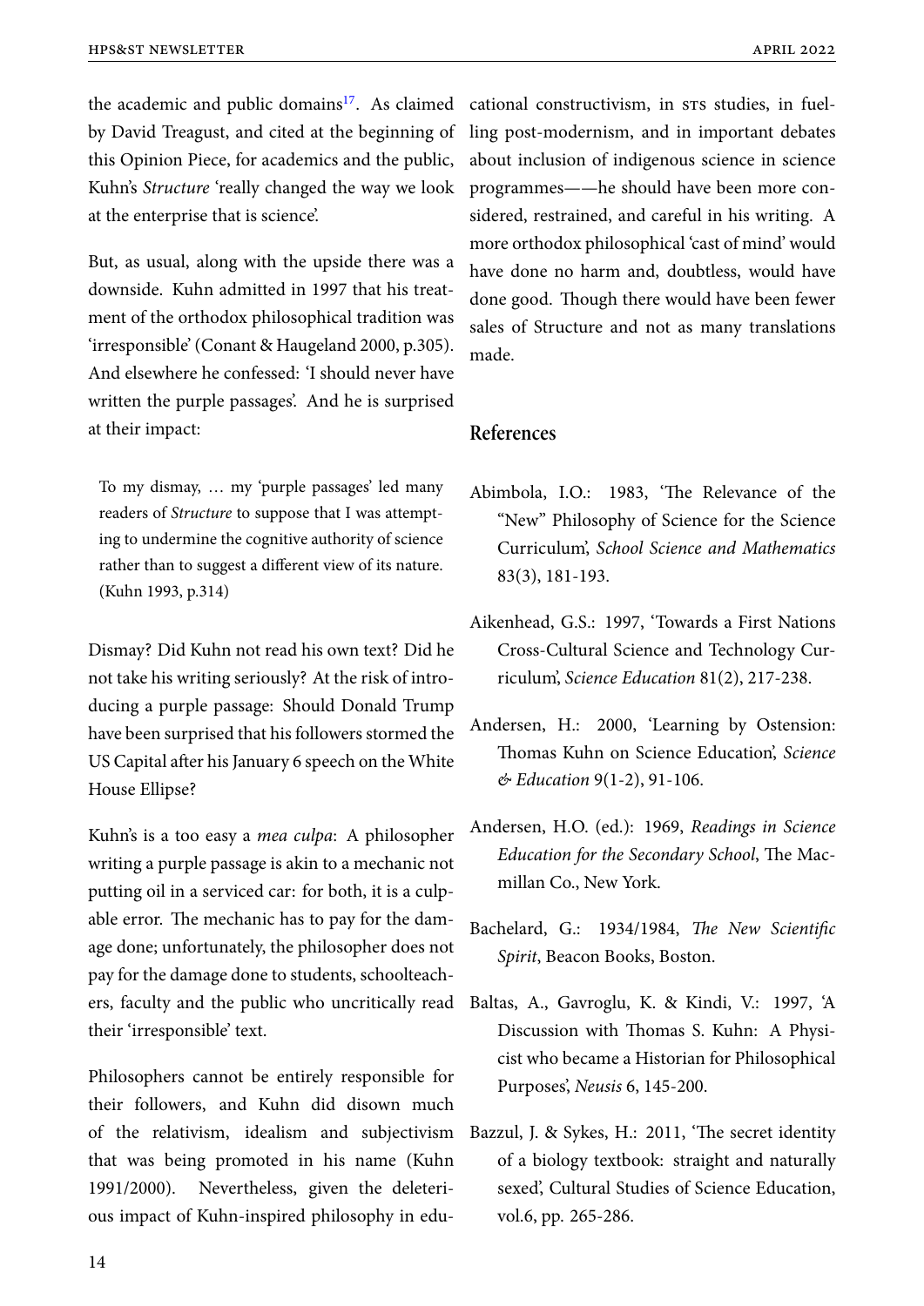the academic and public domains[17]. As claimed by David Treagust, and cited at the beginning of this Opinion Piece, for academics and the public, Kuhn's *Structure* 'really changed the way we look at the enterprise that is science'.

But, as usual, along with the upside there was a downside. Kuhn admitted in 1997 that his treatment of the orthodox philosophical tradition was 'irresponsible' (Conant & Haugeland 2000, p.305). And elsewhere he confessed: 'I should never have written the purple passages'. And he is surprised at their impact:

> To my dismay, … my 'purple passages' led many readers of *Structure* to suppose that I was attempting to undermine the cognitive authority of science rather than to suggest a different view of its nature. (Kuhn 1993, p.314)

Dismay? Did Kuhn not read his own text? Did he not take his writing seriously? At the risk of introducing a purple passage: Should Donald Trump have been surprised that his followers stormed the US Capital after his January 6 speech on the White House Ellipse?

Kuhn's is a too easy a *mea culpa*: A philosopher writing a purple passage is akin to a mechanic not putting oil in a serviced car: for both, it is a culpable error. The mechanic has to pay for the damage done; unfortunately, the philosopher does not pay for the damage done to students, schoolteachers, faculty and the public who uncritically read their 'irresponsible' text.

Philosophers cannot be entirely responsible for their followers, and Kuhn did disown much of the relativism, idealism and subjectivism that was being promoted in his name (Kuhn 1991/2000). Nevertheless, given the deleterious impact of Kuhn-inspired philosophy in educational constructivism, in STS studies, in fuelling post-modernism, and in important debates about inclusion of indigenous science in science programmes——he should have been more considered, restrained, and careful in his writing. A more orthodox philosophical 'cast of mind' would have done no harm and, doubtless, would have done good. Though there would have been fewer sales of Structure and not as many translations made.

## References

Abimbola, I.O.: 1983, 'The Relevance of the "New" Philosophy of Science for the Science Curriculum', *School Science and Mathematics* 83(3), 181-193.

Aikenhead, G.S.: 1997, 'Towards a First Nations Cross-Cultural Science and Technology Curriculum', *Science Education* 81(2), 217-238.

Andersen, H.: 2000, 'Learning by Ostension: Thomas Kuhn on Science Education', *Science & Education* 9(1-2), 91-106.

Andersen, H.O. (ed.): 1969, *Readings in Science Education for the Secondary School*, The Macmillan Co., New York.

Bachelard, G.: 1934/1984, *The New Scientific Spirit*, Beacon Books, Boston.

Baltas, A., Gavroglu, K. & Kindi, V.: 1997, 'A Discussion with Thomas S. Kuhn: A Physicist who became a Historian for Philosophical Purposes', *Neusis* 6, 145-200.

Bazzul, J. & Sykes, H.: 2011, 'The secret identity of a biology textbook: straight and naturally sexed', Cultural Studies of Science Education, vol.6, pp. 265-286.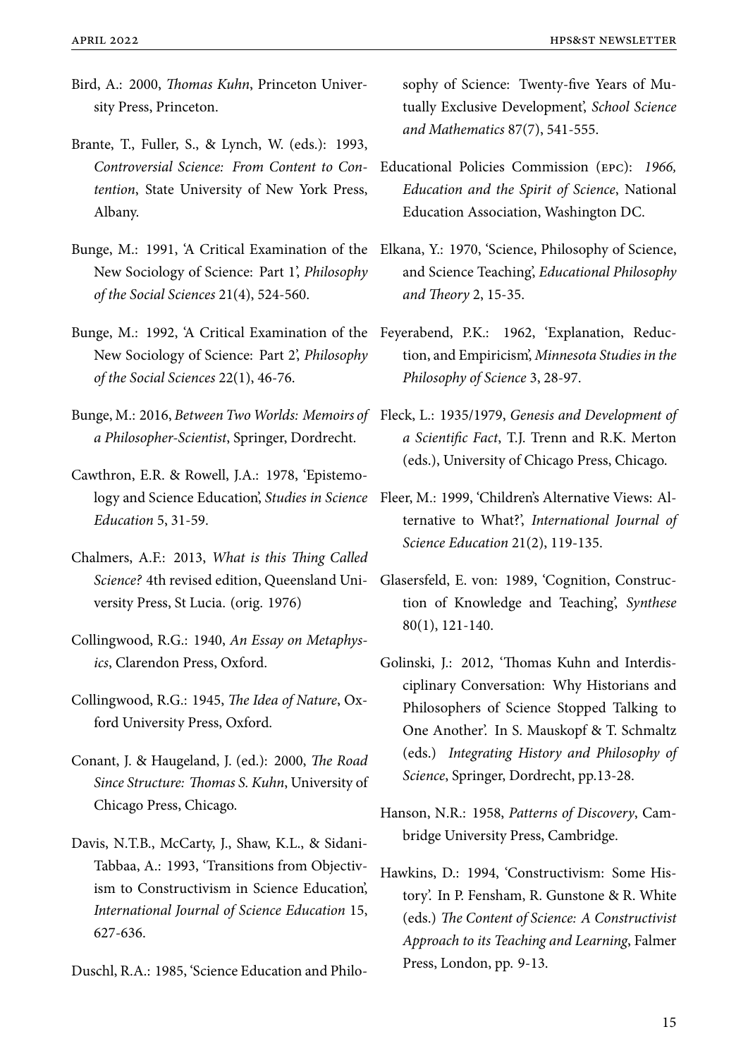Bird, A.: 2000, *Thomas Kuhn*, Princeton University Press, Princeton.

Brante, T., Fuller, S., & Lynch, W. (eds.): 1993, *Controversial Science: From Content to Contention*, State University of New York Press, Albany.

Bunge, M.: 1991, 'A Critical Examination of the New Sociology of Science: Part 1', *Philosophy of the Social Sciences* 21(4), 524-560.

Bunge, M.: 1992, 'A Critical Examination of the New Sociology of Science: Part 2', *Philosophy of the Social Sciences* 22(1), 46-76.

Bunge, M.: 2016, *Between Two Worlds: Memoirs of a Philosopher-Scientist*, Springer, Dordrecht.

Cawthron, E.R. & Rowell, J.A.: 1978, 'Epistemology and Science Education', *Studies in Science Education* 5, 31-59.

Chalmers, A.F.: 2013, *What is this Thing Called Science?* 4th revised edition, Queensland University Press, St Lucia. (orig. 1976)

Collingwood, R.G.: 1940, *An Essay on Metaphysics*, Clarendon Press, Oxford.

Collingwood, R.G.: 1945, *The Idea of Nature*, Oxford University Press, Oxford.

Conant, J. & Haugeland, J. (ed.): 2000, *The Road Since Structure: Thomas S. Kuhn*, University of Chicago Press, Chicago.

Davis, N.T.B., McCarty, J., Shaw, K.L., & Sidani-Tabbaa, A.: 1993, 'Transitions from Objectivism to Constructivism in Science Education', *International Journal of Science Education* 15, 627-636.

Duschl, R.A.: 1985, 'Science Education and Philosophy of Science: Twenty-five Years of Mutually Exclusive Development', *School Science and Mathematics* 87(7), 541-555.

Educational Policies Commission (EPC): *1966, Education and the Spirit of Science*, National Education Association, Washington DC.

Elkana, Y.: 1970, 'Science, Philosophy of Science, and Science Teaching', *Educational Philosophy and Theory* 2, 15-35.

Feyerabend, P.K.: 1962, 'Explanation, Reduction, and Empiricism', *Minnesota Studies in the Philosophy of Science* 3, 28-97.

Fleck, L.: 1935/1979, *Genesis and Development of a Scientific Fact*, T.J. Trenn and R.K. Merton (eds.), University of Chicago Press, Chicago.

Fleer, M.: 1999, 'Children's Alternative Views: Alternative to What?', *International Journal of Science Education* 21(2), 119-135.

Glasersfeld, E. von: 1989, 'Cognition, Construction of Knowledge and Teaching', *Synthese* 80(1), 121-140.

Golinski, J.: 2012, 'Thomas Kuhn and Interdisciplinary Conversation: Why Historians and Philosophers of Science Stopped Talking to One Another'. In S. Mauskopf & T. Schmaltz (eds.) *Integrating History and Philosophy of Science*, Springer, Dordrecht, pp.13-28.

Hanson, N.R.: 1958, *Patterns of Discovery*, Cambridge University Press, Cambridge.

Hawkins, D.: 1994, 'Constructivism: Some History'. In P. Fensham, R. Gunstone & R. White (eds.) *The Content of Science: A Constructivist Approach to its Teaching and Learning*, Falmer Press, London, pp. 9-13.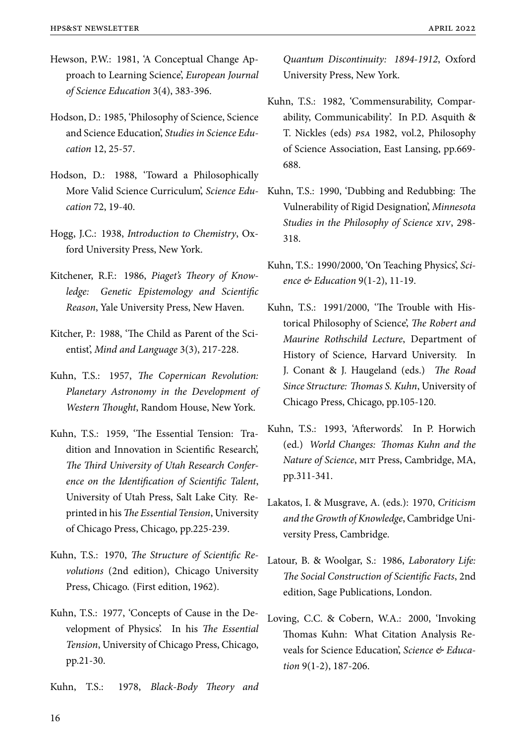Hewson, P.W.: 1981, 'A Conceptual Change Approach to Learning Science', *European Journal of Science Education* 3(4), 383-396.

Hodson, D.: 1985, 'Philosophy of Science, Science and Science Education', *Studies in Science Education* 12, 25-57.

Hodson, D.: 1988, 'Toward a Philosophically More Valid Science Curriculum', *Science Education* 72, 19-40.

Hogg, J.C.: 1938, *Introduction to Chemistry*, Oxford University Press, New York.

Kitchener, R.F.: 1986, *Piaget's Theory of Knowledge: Genetic Epistemology and Scientific Reason*, Yale University Press, New Haven.

Kitcher, P.: 1988, 'The Child as Parent of the Scientist', *Mind and Language* 3(3), 217-228.

Kuhn, T.S.: 1957, *The Copernican Revolution: Planetary Astronomy in the Development of Western Thought*, Random House, New York.

Kuhn, T.S.: 1959, 'The Essential Tension: Tradition and Innovation in Scientific Research', *The Third University of Utah Research Conference on the Identification of Scientific Talent*, University of Utah Press, Salt Lake City. Reprinted in his *The Essential Tension*, University of Chicago Press, Chicago, pp.225-239.

Kuhn, T.S.: 1970, *The Structure of Scientific Revolutions* (2nd edition), Chicago University Press, Chicago. (First edition, 1962).

Kuhn, T.S.: 1977, 'Concepts of Cause in the Development of Physics'. In his *The Essential Tension*, University of Chicago Press, Chicago, pp.21-30.

Kuhn, T.S.: 1978, *Black-Body Theory and Quantum Discontinuity: 1894-1912*, Oxford University Press, New York.

Kuhn, T.S.: 1982, 'Commensurability, Comparability, Communicability'. In P.D. Asquith & T. Nickles (eds) *PSA* 1982, vol.2, Philosophy of Science Association, East Lansing, pp.669-688.

Kuhn, T.S.: 1990, 'Dubbing and Redubbing: The Vulnerability of Rigid Designation', *Minnesota Studies in the Philosophy of Science XIV*, 298-318.

Kuhn, T.S.: 1990/2000, 'On Teaching Physics', *Science & Education* 9(1-2), 11-19.

Kuhn, T.S.: 1991/2000, 'The Trouble with Historical Philosophy of Science', *The Robert and Maurine Rothschild Lecture*, Department of History of Science, Harvard University. In J. Conant & J. Haugeland (eds.) *The Road Since Structure: Thomas S. Kuhn*, University of Chicago Press, Chicago, pp.105-120.

Kuhn, T.S.: 1993, 'Afterwords'. In P. Horwich (ed.) *World Changes: Thomas Kuhn and the Nature of Science*, MIT Press, Cambridge, MA, pp.311-341.

Lakatos, I. & Musgrave, A. (eds.): 1970, *Criticism and the Growth of Knowledge*, Cambridge University Press, Cambridge.

Latour, B. & Woolgar, S.: 1986, *Laboratory Life: The Social Construction of Scientific Facts*, 2nd edition, Sage Publications, London.

Loving, C.C. & Cobern, W.A.: 2000, 'Invoking Thomas Kuhn: What Citation Analysis Reveals for Science Education', *Science & Education* 9(1-2), 187-206.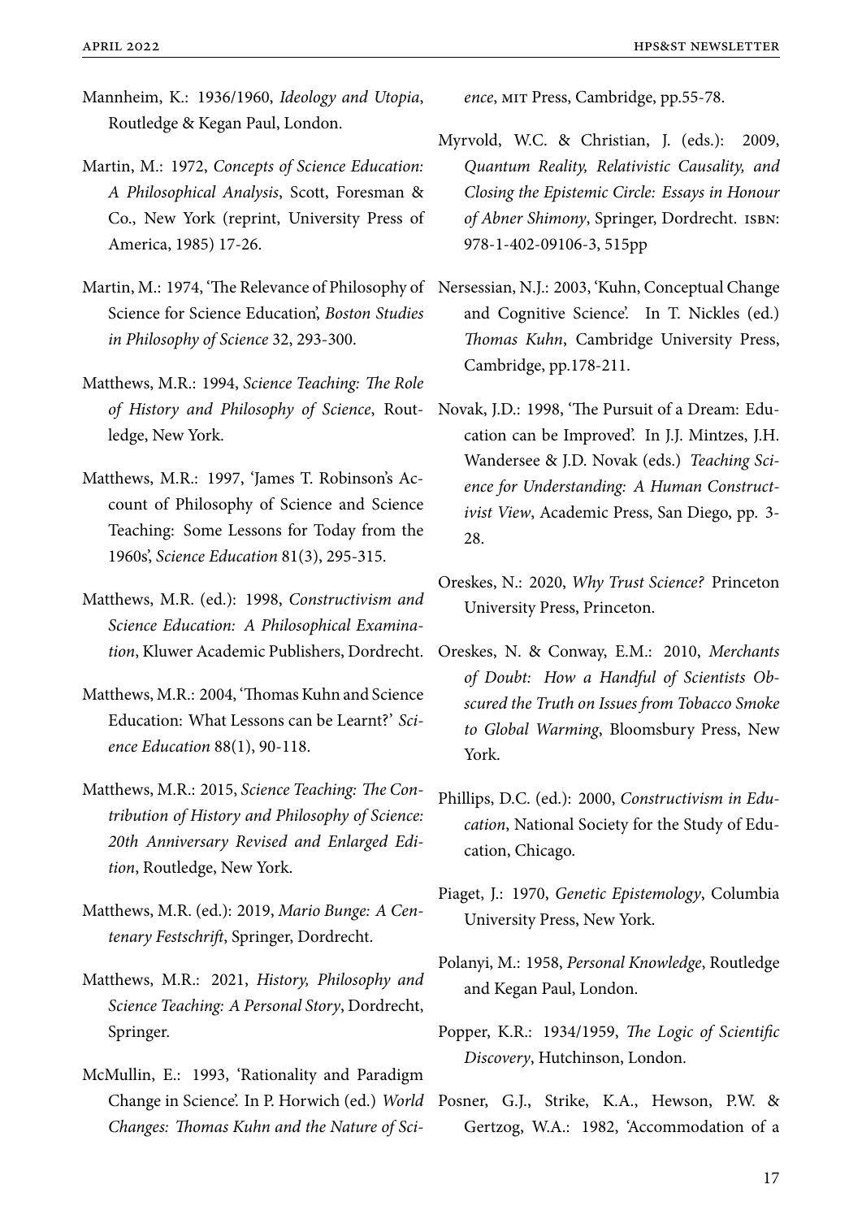Mannheim, K.: 1936/1960, *Ideology and Utopia*, Routledge & Kegan Paul, London.

Martin, M.: 1972, *Concepts of Science Education: A Philosophical Analysis*, Scott, Foresman & Co., New York (reprint, University Press of America, 1985) 17-26.

Martin, M.: 1974, 'The Relevance of Philosophy of Science for Science Education', *Boston Studies in Philosophy of Science* 32, 293-300.

Matthews, M.R.: 1994, *Science Teaching: The Role of History and Philosophy of Science*, Routledge, New York.

Matthews, M.R.: 1997, 'James T. Robinson's Account of Philosophy of Science and Science Teaching: Some Lessons for Today from the 1960s', *Science Education* 81(3), 295-315.

Matthews, M.R. (ed.): 1998, *Constructivism and Science Education: A Philosophical Examination*, Kluwer Academic Publishers, Dordrecht.

Matthews, M.R.: 2004, 'Thomas Kuhn and Science Education: What Lessons can be Learnt?' *Science Education* 88(1), 90-118.

Matthews, M.R.: 2015, *Science Teaching: The Contribution of History and Philosophy of Science: 20th Anniversary Revised and Enlarged Edition*, Routledge, New York.

Matthews, M.R. (ed.): 2019, *Mario Bunge: A Centenary Festschrift*, Springer, Dordrecht.

Matthews, M.R.: 2021, *History, Philosophy and Science Teaching: A Personal Story*, Dordrecht, Springer.

McMullin, E.: 1993, 'Rationality and Paradigm Change in Science'. In P. Horwich (ed.) *World Changes: Thomas Kuhn and the Nature of Science*, MIT Press, Cambridge, pp.55-78.

Myrvold, W.C. & Christian, J. (eds.): 2009, *Quantum Reality, Relativistic Causality, and Closing the Epistemic Circle: Essays in Honour of Abner Shimony*, Springer, Dordrecht. ISBN: 978-1-402-09106-3, 515pp

Nersessian, N.J.: 2003, 'Kuhn, Conceptual Change and Cognitive Science'. In T. Nickles (ed.) *Thomas Kuhn*, Cambridge University Press, Cambridge, pp.178-211.

Novak, J.D.: 1998, 'The Pursuit of a Dream: Education can be Improved'. In J.J. Mintzes, J.H. Wandersee & J.D. Novak (eds.) *Teaching Science for Understanding: A Human Constructivist View*, Academic Press, San Diego, pp. 3-28.

Oreskes, N.: 2020, *Why Trust Science?* Princeton University Press, Princeton.

Oreskes, N. & Conway, E.M.: 2010, *Merchants of Doubt: How a Handful of Scientists Obscured the Truth on Issues from Tobacco Smoke to Global Warming*, Bloomsbury Press, New York.

Phillips, D.C. (ed.): 2000, *Constructivism in Education*, National Society for the Study of Education, Chicago.

Piaget, J.: 1970, *Genetic Epistemology*, Columbia University Press, New York.

Polanyi, M.: 1958, *Personal Knowledge*, Routledge and Kegan Paul, London.

Popper, K.R.: 1934/1959, *The Logic of Scientific Discovery*, Hutchinson, London.

Posner, G.J., Strike, K.A., Hewson, P.W. & Gertzog, W.A.: 1982, 'Accommodation of a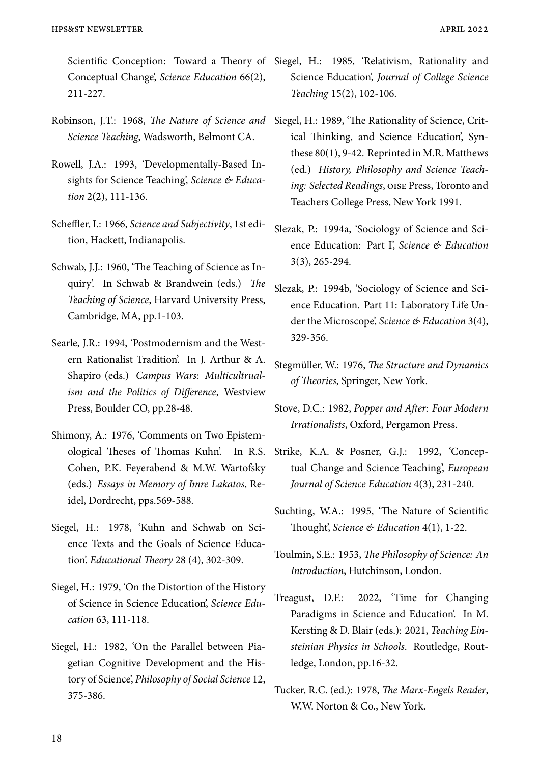Scientific Conception: Toward a Theory of Conceptual Change', *Science Education* 66(2), 211-227.

Robinson, J.T.: 1968, *The Nature of Science and Science Teaching*, Wadsworth, Belmont CA.

Rowell, J.A.: 1993, 'Developmentally-Based Insights for Science Teaching', *Science & Education* 2(2), 111-136.

Scheffler, I.: 1966, *Science and Subjectivity*, 1st edition, Hackett, Indianapolis.

Schwab, J.J.: 1960, 'The Teaching of Science as Inquiry'. In Schwab & Brandwein (eds.) *The Teaching of Science*, Harvard University Press, Cambridge, MA, pp.1-103.

Searle, J.R.: 1994, 'Postmodernism and the Western Rationalist Tradition'. In J. Arthur & A. Shapiro (eds.) *Campus Wars: Multiculturalism and the Politics of Difference*, Westview Press, Boulder CO, pp.28-48.

Shimony, A.: 1976, 'Comments on Two Epistemological Theses of Thomas Kuhn'. In R.S. Cohen, P.K. Feyerabend & M.W. Wartofsky (eds.) *Essays in Memory of Imre Lakatos*, Reidel, Dordrecht, pps.569-588.

Siegel, H.: 1978, 'Kuhn and Schwab on Science Texts and the Goals of Science Education'. *Educational Theory* 28 (4), 302-309.

Siegel, H.: 1979, 'On the Distortion of the History of Science in Science Education', *Science Education* 63, 111-118.

Siegel, H.: 1982, 'On the Parallel between Piagetian Cognitive Development and the History of Science', *Philosophy of Social Science* 12, 375-386.

Siegel, H.: 1985, 'Relativism, Rationality and Science Education', *Journal of College Science Teaching* 15(2), 102-106.

Siegel, H.: 1989, 'The Rationality of Science, Critical Thinking, and Science Education', Synthese 80(1), 9-42. Reprinted in M.R. Matthews (ed.) *History, Philosophy and Science Teaching: Selected Readings*, OISE Press, Toronto and Teachers College Press, New York 1991.

Slezak, P.: 1994a, 'Sociology of Science and Science Education: Part I', *Science & Education* 3(3), 265-294.

Slezak, P.: 1994b, 'Sociology of Science and Science Education. Part 11: Laboratory Life Under the Microscope', *Science & Education* 3(4), 329-356.

Stegmüller, W.: 1976, *The Structure and Dynamics of Theories*, Springer, New York.

Stove, D.C.: 1982, *Popper and After: Four Modern Irrationalists*, Oxford, Pergamon Press.

Strike, K.A. & Posner, G.J.: 1992, 'Conceptual Change and Science Teaching', *European Journal of Science Education* 4(3), 231-240.

Suchting, W.A.: 1995, 'The Nature of Scientific Thought', *Science & Education* 4(1), 1-22.

Toulmin, S.E.: 1953, *The Philosophy of Science: An Introduction*, Hutchinson, London.

Treagust, D.F.: 2022, 'Time for Changing Paradigms in Science and Education'. In M. Kersting & D. Blair (eds.): 2021, *Teaching Einsteinian Physics in Schools*. Routledge, Routledge, London, pp.16-32.

Tucker, R.C. (ed.): 1978, *The Marx-Engels Reader*, W.W. Norton & Co., New York.